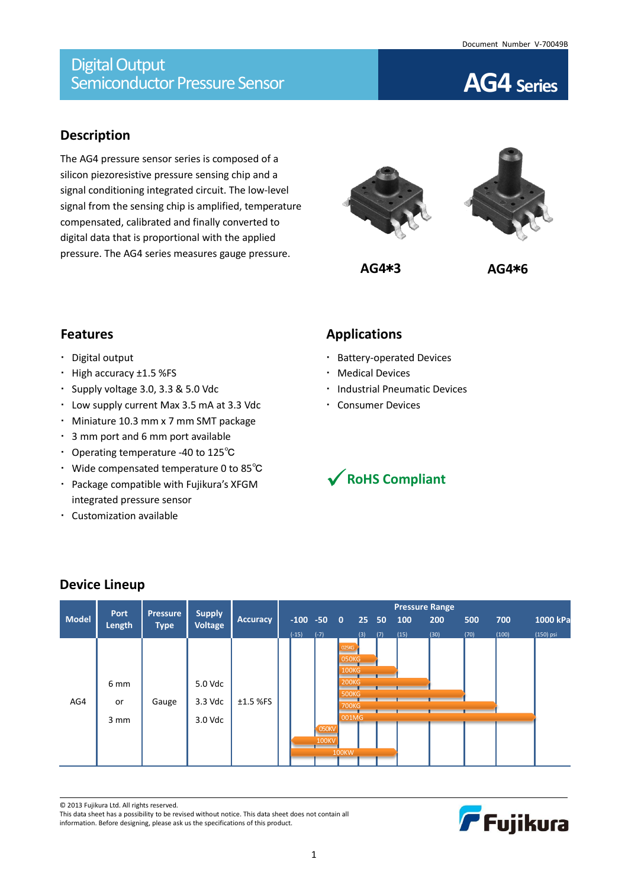Document Number V-70049B

# Digital Output Semiconductor Pressure Sensor

# AG4 Series

## Description

The AG4 pressure sensor series is composed of a silicon piezoresistive pressure sensing chip and a signal conditioning integrated circuit. The low-level signal from the sensing chip is amplified, temperature compensated, calibrated and finally converted to digital data that is proportional with the applied pressure. The AG4 series measures gauge pressure.

AG4∗3 AG4∗6

## Features

- Digital output
- High accuracy ±1.5 %FS
- Supply voltage 3.0, 3.3 & 5.0 Vdc
- Low supply current Max 3.5 mA at 3.3 Vdc
- Miniature 10.3 mm x 7 mm SMT package
- 3 mm port and 6 mm port available
- Operating temperature -40 to 125℃
- Wide compensated temperature 0 to 85℃
- Package compatible with Fujikura's XFGM integrated pressure sensor
- Customization available

## Applications

- Battery-operated Devices
- Medical Devices
- Industrial Pneumatic Devices
- Consumer Devices

**RoHS Compliant**

## Device Lineup

| Model | Port Length | Pressure Type | Supply Voltage | Accuracy | Pressure Range |
|---|---|---|---|---|---|
| AG4 | 6 mm or 3 mm | Gauge | 5.0 Vdc 3.3 Vdc 3.0 Vdc | ±1.5 %FS | 025KG: 0 to 25 kPa (3 psi) |
| | | | | | 050KG: 0 to 50 kPa (7 psi) |
| | | | | | 100KG: 0 to 100 kPa (15 psi) |
| | | | | | 200KG: 0 to 200 kPa (30 psi) |
| | | | | | 500KG: 0 to 500 kPa (70 psi) |
| | | | | | 700KG: 0 to 700 kPa (100 psi) |
| | | | | | 001MG: 0 to 1000 kPa (150 psi) |
| | | | | | 050KV: -50 (-7 psi) to 0 kPa |
| | | | | | 100KV: -100 (-15 psi) to 0 kPa |
| | | | | | 100KW: -100 to 100 kPa (-15 to 15 psi) |

© 2013 Fujikura Ltd. All rights reserved.
This data sheet has a possibility to be revised without notice. This data sheet does not contain all information. Before designing, please ask us the specifications of this product.

Fujikura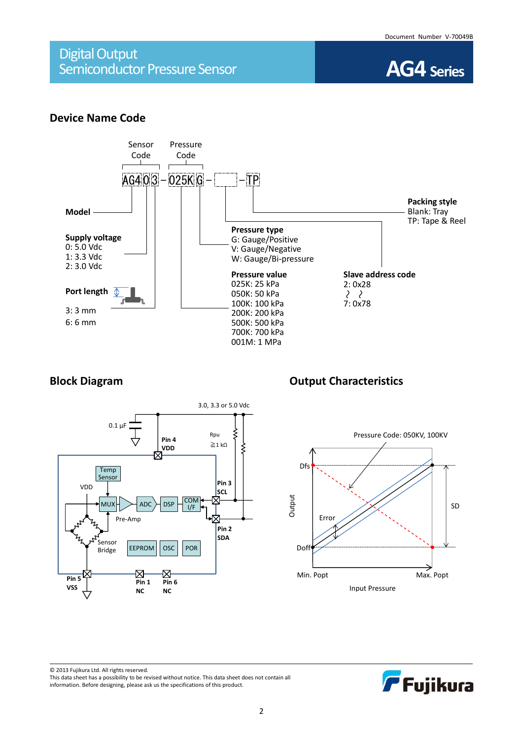## Device Name Code

AG4 0 3 – 025K G – [ ] – TP

Sensor Code / Pressure Code

**Model**

**Supply voltage**
0: 5.0 Vdc
1: 3.3 Vdc
2: 3.0 Vdc

**Port length**
3: 3 mm
6: 6 mm

**Pressure type**
G: Gauge/Positive
V: Gauge/Negative
W: Gauge/Bi-pressure

**Pressure value**
025K: 25 kPa
050K: 50 kPa
100K: 100 kPa
200K: 200 kPa
500K: 500 kPa
700K: 700 kPa
001M: 1 MPa

**Slave address code**
2: 0x28
≀ ≀
7: 0x78

**Packing style**
Blank: Tray
TP: Tape & Reel

## Block Diagram

3.0, 3.3 or 5.0 Vdc

0.1 µF

Rpu ≧1 kΩ

Pin 4 VDD, Pin 3 SCL, Pin 2 SDA, Pin 5 VSS, Pin 1 NC, Pin 6 NC

Temp Sensor, VDD, MUX, Pre-Amp, ADC, DSP, COM I/F, Sensor Bridge, EEPROM, OSC, POR

## Output Characteristics

Pressure Code: 050KV, 100KV

Output: Dfs, Doff, Error, SD

Input Pressure: Min. Popt, Max. Popt

© 2013 Fujikura Ltd. All rights reserved.
This data sheet has a possibility to be revised without notice. This data sheet does not contain all information. Before designing, please ask us the specifications of this product.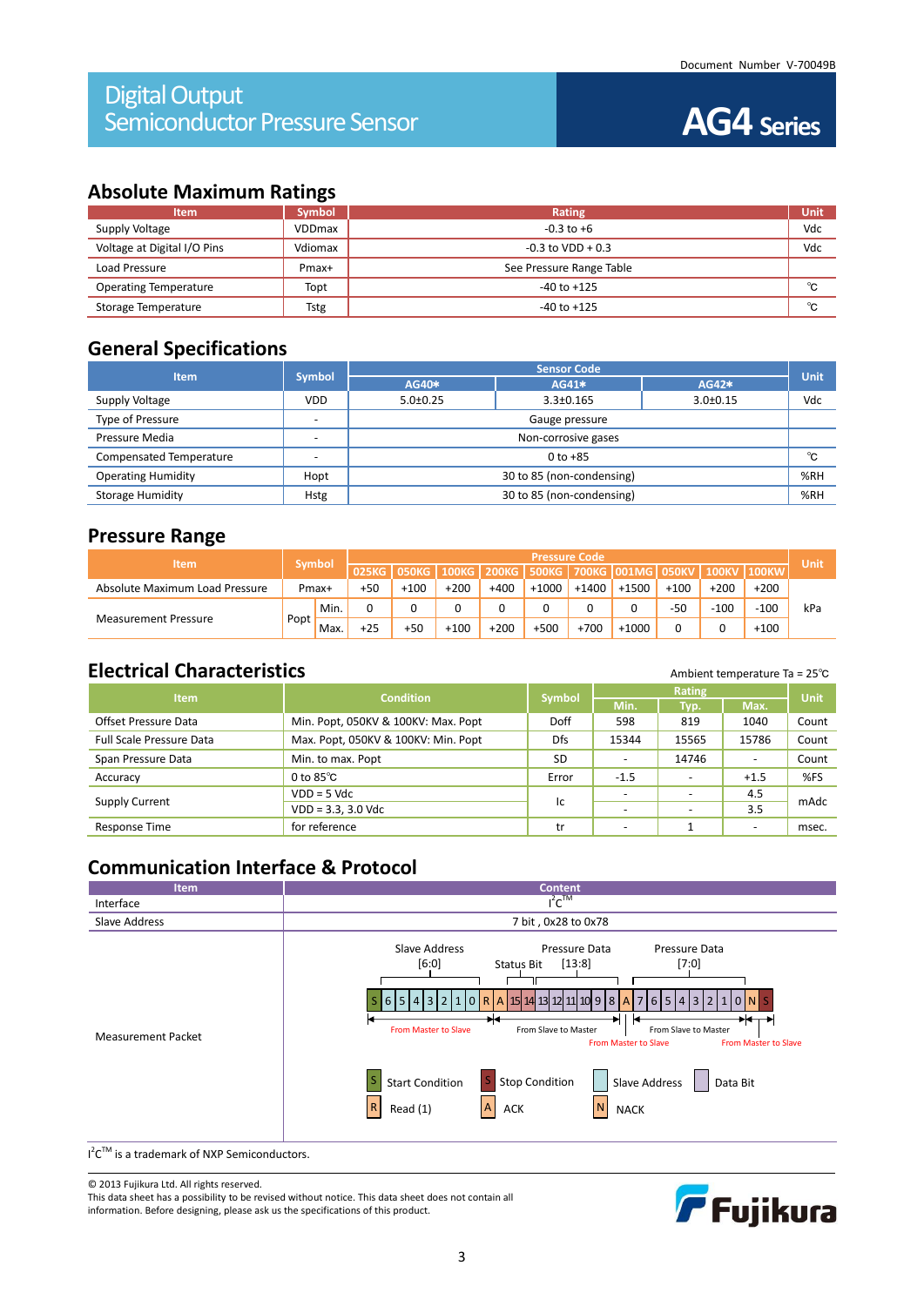Document Number V-70049B

# Digital Output Semiconductor Pressure Sensor — AG4 Series

## Absolute Maximum Ratings

| Item | Symbol | Rating | Unit |
|---|---|---|---|
| Supply Voltage | VDDmax | -0.3 to +6 | Vdc |
| Voltage at Digital I/O Pins | Vdiomax | -0.3 to VDD + 0.3 | Vdc |
| Load Pressure | Pmax+ | See Pressure Range Table | |
| Operating Temperature | Topt | -40 to +125 | ℃ |
| Storage Temperature | Tstg | -40 to +125 | ℃ |

## General Specifications

| Item | Symbol | Sensor Code | | | Unit |
|---|---|---|---|---|---|
| | | AG40* | AG41* | AG42* | |
| Supply Voltage | VDD | 5.0±0.25 | 3.3±0.165 | 3.0±0.15 | Vdc |
| Type of Pressure | - | Gauge pressure | | | |
| Pressure Media | - | Non-corrosive gases | | | |
| Compensated Temperature | - | 0 to +85 | | | ℃ |
| Operating Humidity | Hopt | 30 to 85 (non-condensing) | | | %RH |
| Storage Humidity | Hstg | 30 to 85 (non-condensing) | | | %RH |

## Pressure Range

| Item | Symbol | | Pressure Code | | | | | | | | | | Unit |
|---|---|---|---|---|---|---|---|---|---|---|---|---|---|
| | | | 025KG | 050KG | 100KG | 200KG | 500KG | 700KG | 001MG | 050KV | 100KV | 100KW | |
| Absolute Maximum Load Pressure | Pmax+ | | +50 | +100 | +200 | +400 | +1000 | +1400 | +1500 | +100 | +200 | +200 | kPa |
| Measurement Pressure | Popt | Min. | 0 | 0 | 0 | 0 | 0 | 0 | 0 | -50 | -100 | -100 | kPa |
| | | Max. | +25 | +50 | +100 | +200 | +500 | +700 | +1000 | 0 | 0 | +100 | kPa |

## Electrical Characteristics

Ambient temperature Ta = 25℃

| Item | Condition | Symbol | Rating | | | Unit |
|---|---|---|---|---|---|---|
| | | | Min. | Typ. | Max. | |
| Offset Pressure Data | Min. Popt, 050KV & 100KV: Max. Popt | Doff | 598 | 819 | 1040 | Count |
| Full Scale Pressure Data | Max. Popt, 050KV & 100KV: Min. Popt | Dfs | 15344 | 15565 | 15786 | Count |
| Span Pressure Data | Min. to max. Popt | SD | - | 14746 | - | Count |
| Accuracy | 0 to 85℃ | Error | -1.5 | - | +1.5 | %FS |
| Supply Current | VDD = 5 Vdc | Ic | - | - | 4.5 | mAdc |
| | VDD = 3.3, 3.0 Vdc | | - | - | 3.5 | mAdc |
| Response Time | for reference | tr | - | 1 | - | msec. |

## Communication Interface & Protocol

| Item | Content |
|---|---|
| Interface | I²C™ |
| Slave Address | 7 bit , 0x28 to 0x78 |
| Measurement Packet | Slave Address [6:0], Status Bit, Pressure Data [13:8], Pressure Data [7:0]<br>S 6 5 4 3 2 1 0 R A 15 14 13 12 11 10 9 8 A 7 6 5 4 3 2 1 0 N S<br>From Master to Slave / From Slave to Master / From Master to Slave / From Slave to Master / From Master to Slave<br>S: Start Condition; S: Stop Condition; Slave Address; Data Bit; R: Read (1); A: ACK; N: NACK |

I²C™ is a trademark of NXP Semiconductors.

© 2013 Fujikura Ltd. All rights reserved.
This data sheet has a possibility to be revised without notice. This data sheet does not contain all information. Before designing, please ask us the specifications of this product.

Fujikura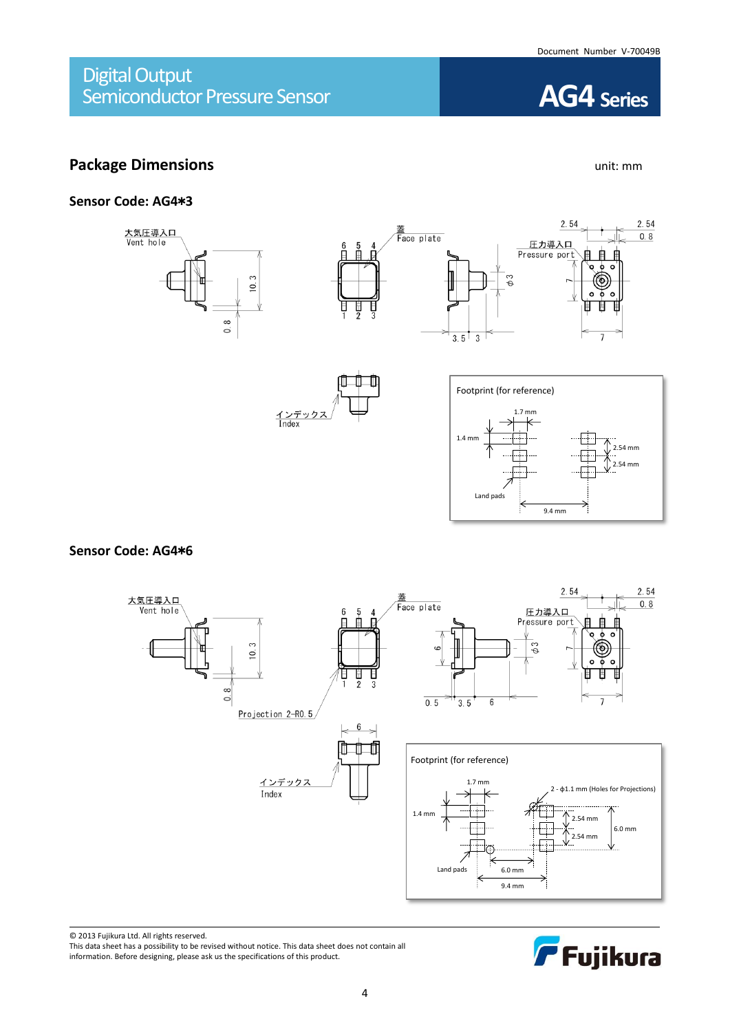## Package Dimensions

unit: mm

### Sensor Code: AG4*3

大気圧導入口
Vent hole

蓋
Face plate

圧力導入口
Pressure port

インデックス
Index

10.3
0.8
6 5 4
1 2 3
φ3
3.5 3
2.54 2.54
0.8
7
7

Footprint (for reference)

1.7 mm
1.4 mm
2.54 mm
2.54 mm
Land pads
9.4 mm

### Sensor Code: AG4*6

大気圧導入口
Vent hole

蓋
Face plate

圧力導入口
Pressure port

Projection 2-R0.5

インデックス
Index

10.3
0.8
6 5 4
1 2 3
6
φ3
0.5 3.5 6
2.54 2.54
0.8
7
7
6

Footprint (for reference)

1.7 mm
1.4 mm
2 - ϕ1.1 mm (Holes for Projections)
2.54 mm
2.54 mm
6.0 mm
Land pads
6.0 mm
9.4 mm

© 2013 Fujikura Ltd. All rights reserved.
This data sheet has a possibility to be revised without notice. This data sheet does not contain all information. Before designing, please ask us the specifications of this product.